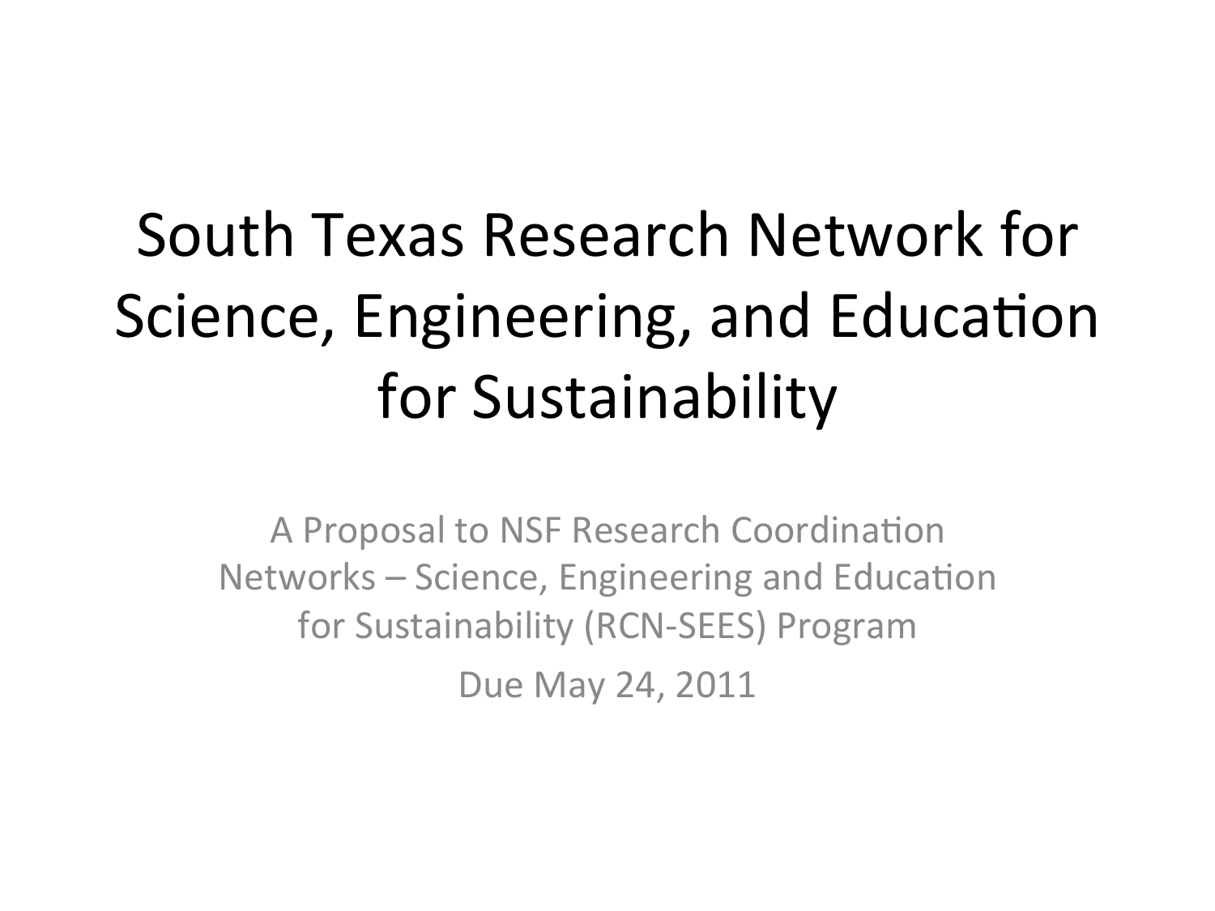# South Texas Research Network for Science, Engineering, and Education for Sustainability

A Proposal to NSF Research Coordination Networks – Science, Engineering and Education for Sustainability (RCN-SEES) Program

Due May 24, 2011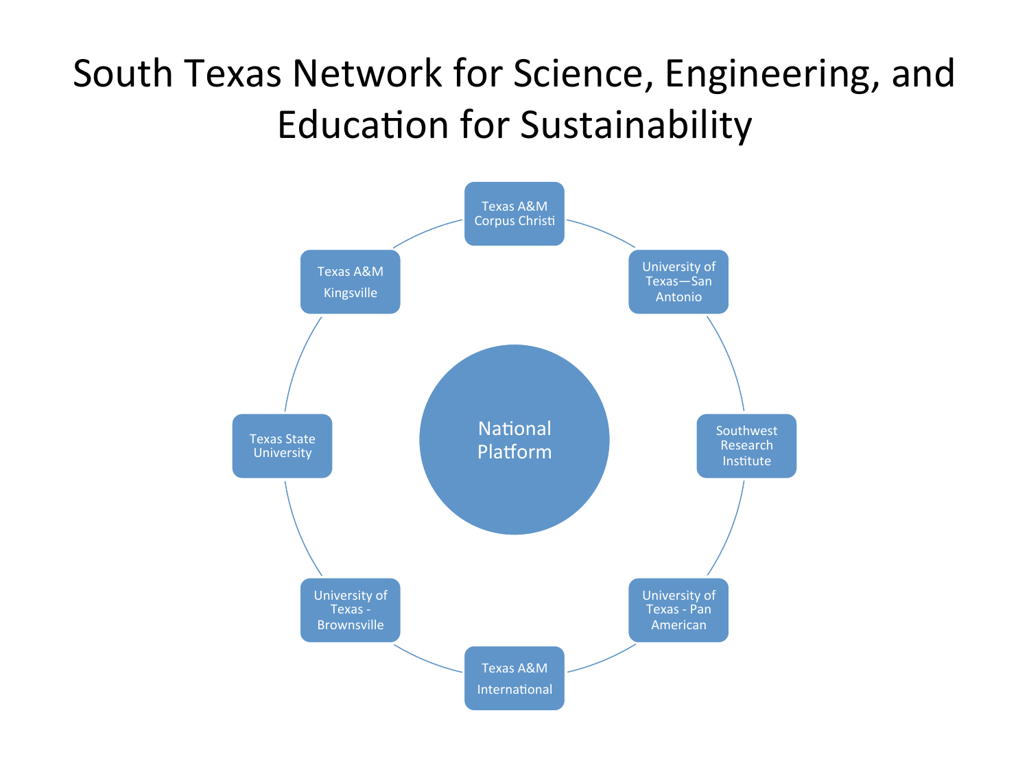# South Texas Network for Science, Engineering, and Education for Sustainability

National Platform

- Texas A&M Corpus Christi
- University of Texas—San Antonio
- Southwest Research Institute
- University of Texas - Pan American
- Texas A&M International
- University of Texas - Brownsville
- Texas State University
- Texas A&M Kingsville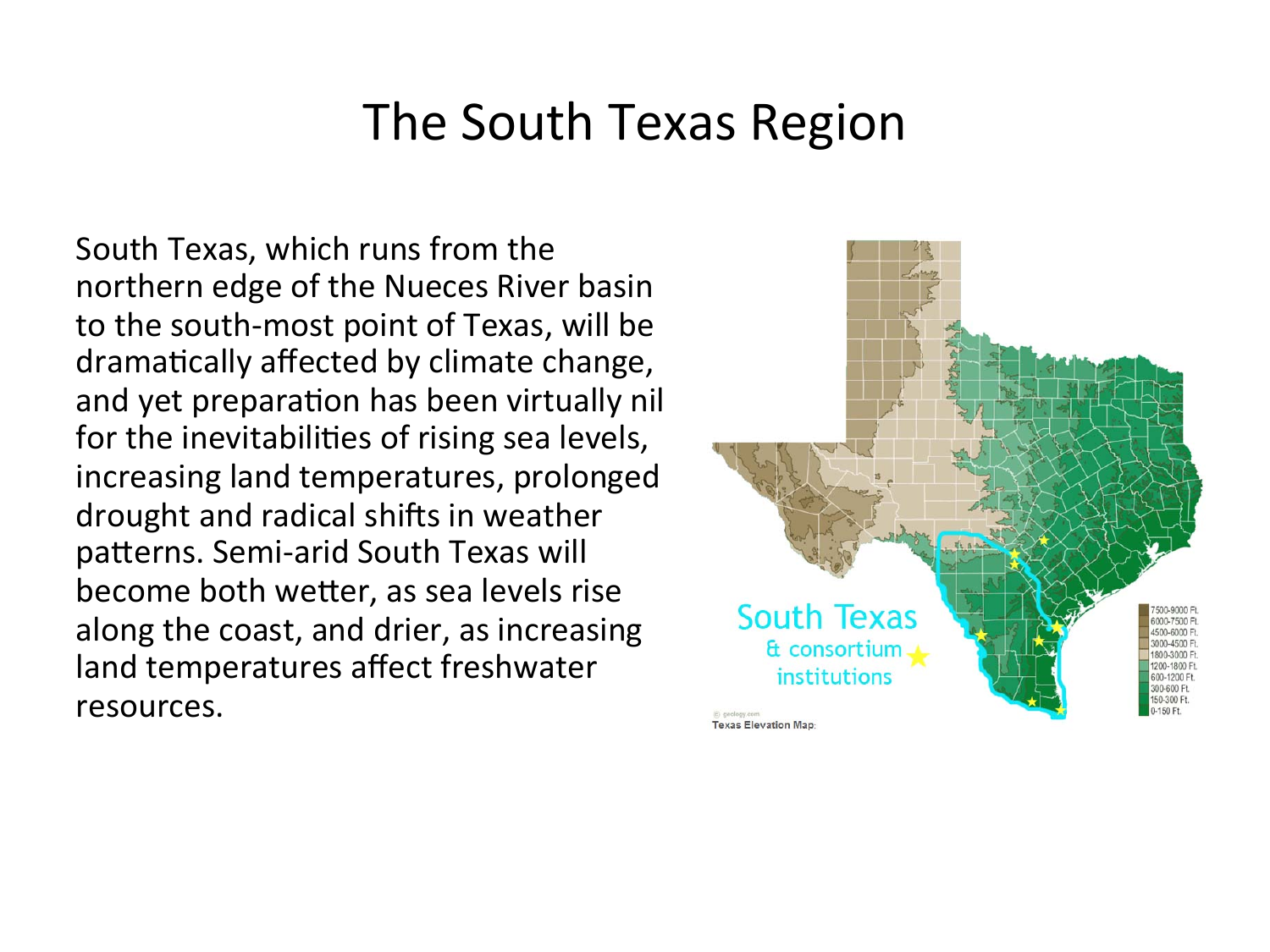# The South Texas Region

South Texas, which runs from the northern edge of the Nueces River basin to the south-most point of Texas, will be dramatically affected by climate change, and yet preparation has been virtually nil for the inevitabilities of rising sea levels, increasing land temperatures, prolonged drought and radical shifts in weather patterns. Semi-arid South Texas will become both wetter, as sea levels rise along the coast, and drier, as increasing land temperatures affect freshwater resources.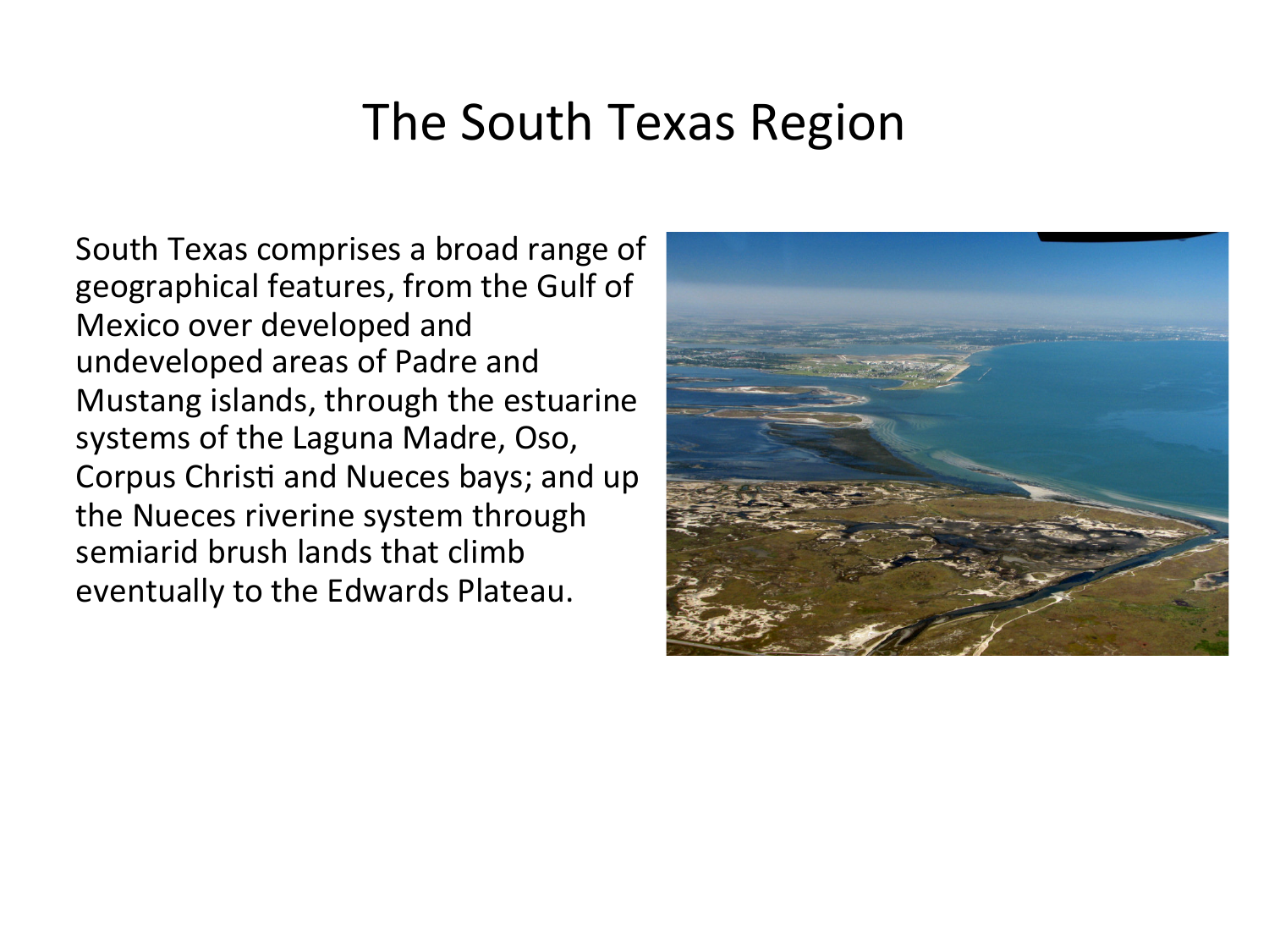# The South Texas Region

South Texas comprises a broad range of geographical features, from the Gulf of Mexico over developed and undeveloped areas of Padre and Mustang islands, through the estuarine systems of the Laguna Madre, Oso, Corpus Christi and Nueces bays; and up the Nueces riverine system through semiarid brush lands that climb eventually to the Edwards Plateau.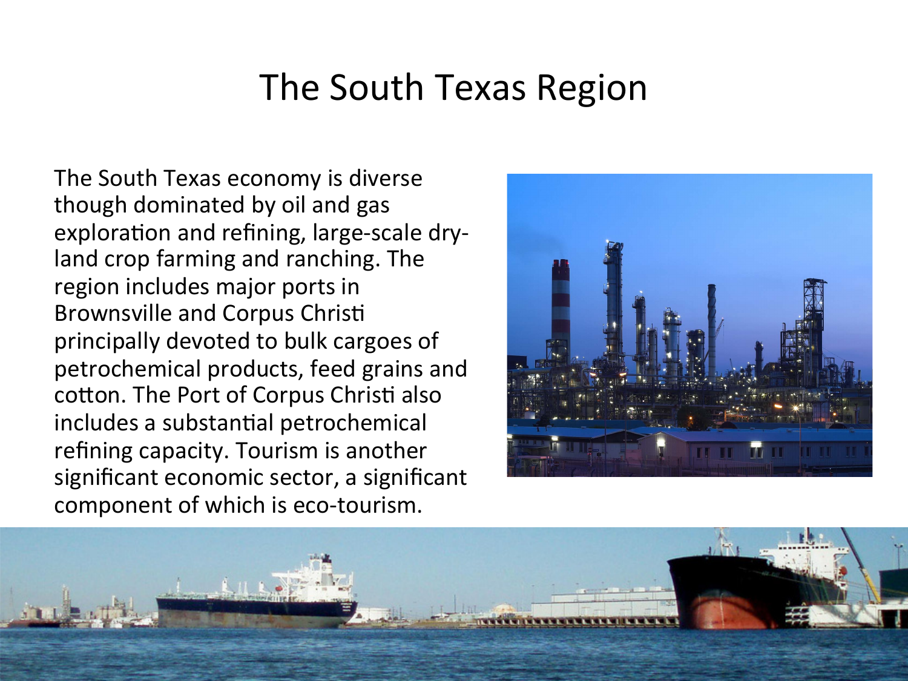# The South Texas Region

The South Texas economy is diverse though dominated by oil and gas exploration and refining, large-scale dry-land crop farming and ranching. The region includes major ports in Brownsville and Corpus Christi principally devoted to bulk cargoes of petrochemical products, feed grains and cotton. The Port of Corpus Christi also includes a substantial petrochemical refining capacity. Tourism is another significant economic sector, a significant component of which is eco-tourism.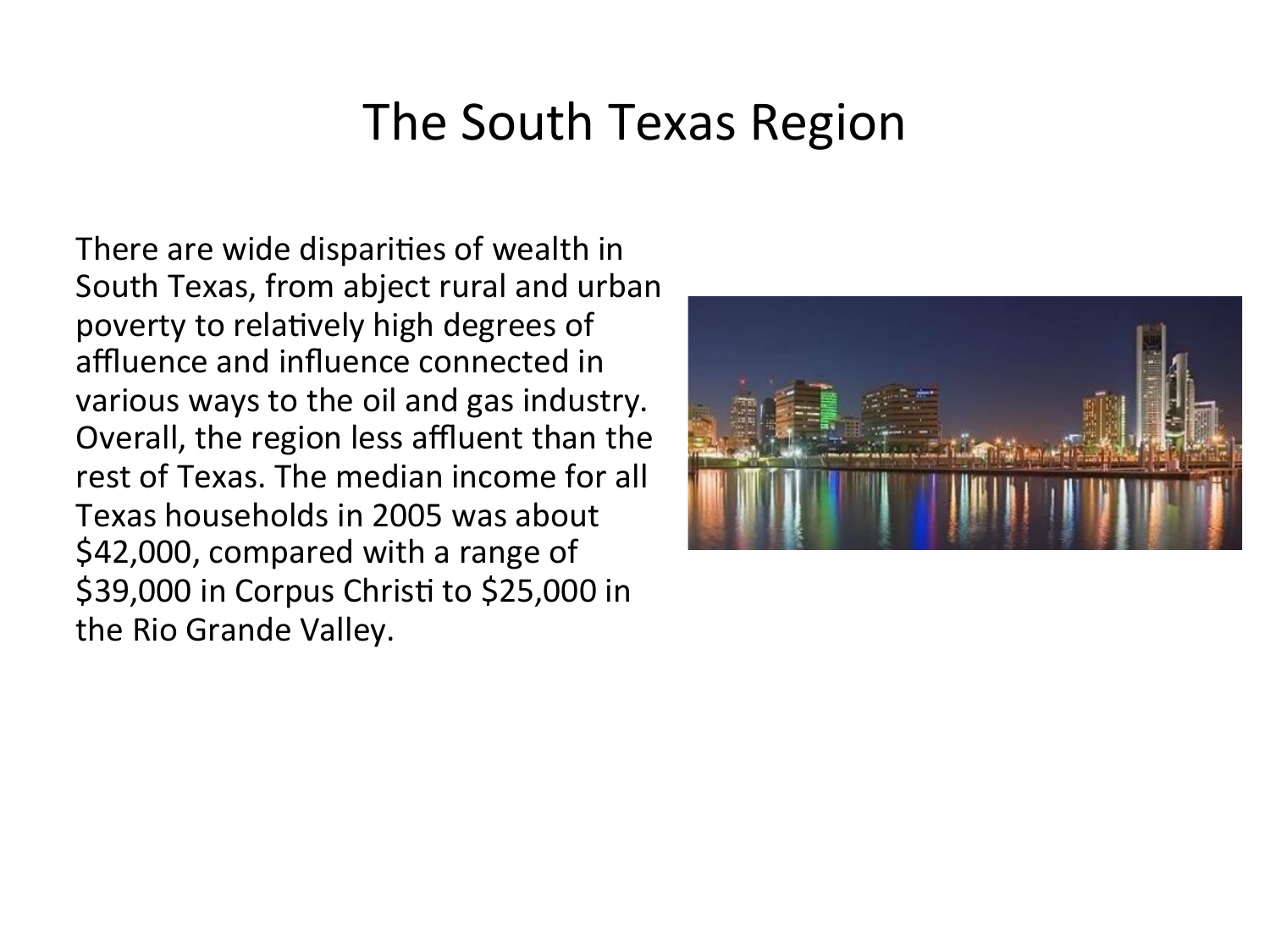# The South Texas Region

There are wide disparities of wealth in South Texas, from abject rural and urban poverty to relatively high degrees of affluence and influence connected in various ways to the oil and gas industry. Overall, the region less affluent than the rest of Texas. The median income for all Texas households in 2005 was about $42,000, compared with a range of $39,000 in Corpus Christi to $25,000 in the Rio Grande Valley.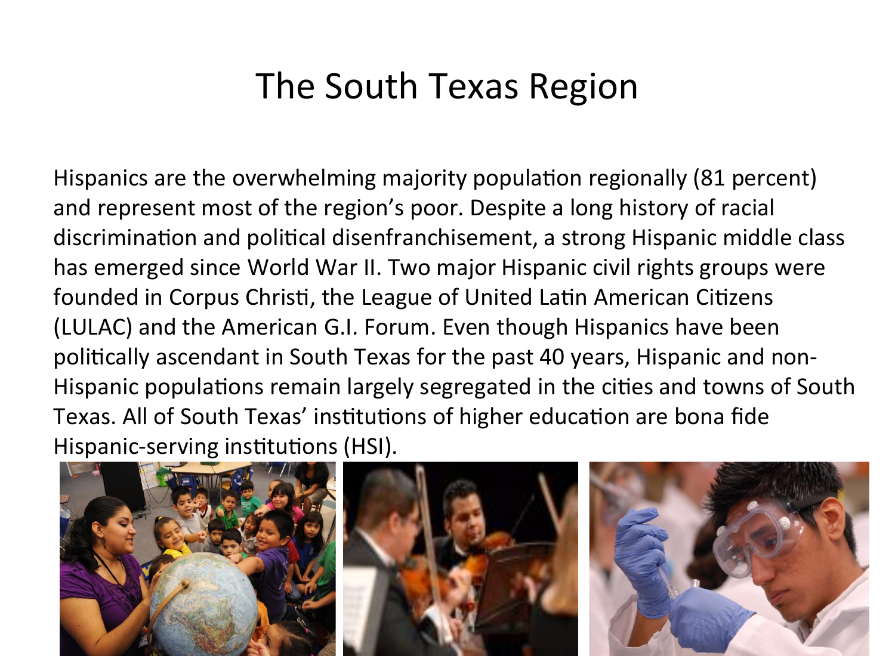# The South Texas Region

Hispanics are the overwhelming majority population regionally (81 percent) and represent most of the region's poor. Despite a long history of racial discrimination and political disenfranchisement, a strong Hispanic middle class has emerged since World War II. Two major Hispanic civil rights groups were founded in Corpus Christi, the League of United Latin American Citizens (LULAC) and the American G.I. Forum. Even though Hispanics have been politically ascendant in South Texas for the past 40 years, Hispanic and non-Hispanic populations remain largely segregated in the cities and towns of South Texas. All of South Texas' institutions of higher education are bona fide Hispanic-serving institutions (HSI).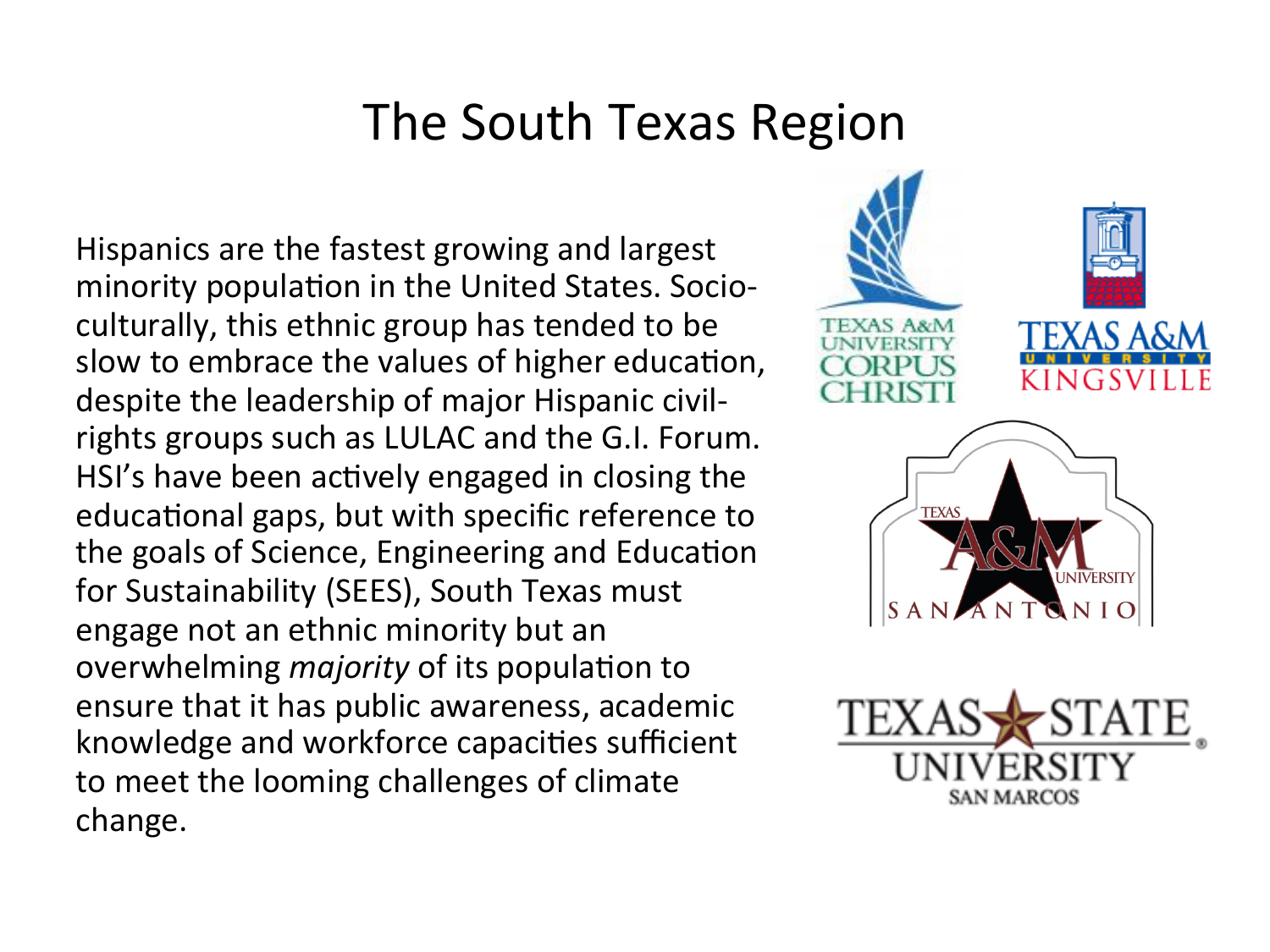# The South Texas Region

Hispanics are the fastest growing and largest minority population in the United States. Socio-culturally, this ethnic group has tended to be slow to embrace the values of higher education, despite the leadership of major Hispanic civil-rights groups such as LULAC and the G.I. Forum. HSI's have been actively engaged in closing the educational gaps, but with specific reference to the goals of Science, Engineering and Education for Sustainability (SEES), South Texas must engage not an ethnic minority but an overwhelming *majority* of its population to ensure that it has public awareness, academic knowledge and workforce capacities sufficient to meet the looming challenges of climate change.

TEXAS A&M UNIVERSITY CORPUS CHRISTI

TEXAS A&M UNIVERSITY KINGSVILLE

TEXAS A&M UNIVERSITY SAN ANTONIO

TEXAS STATE UNIVERSITY SAN MARCOS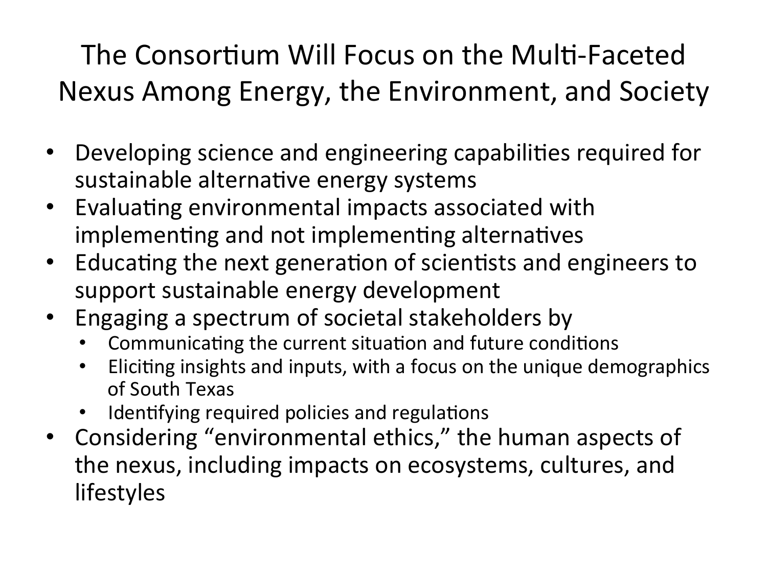# The Consortium Will Focus on the Multi-Faceted Nexus Among Energy, the Environment, and Society

- Developing science and engineering capabilities required for sustainable alternative energy systems
- Evaluating environmental impacts associated with implementing and not implementing alternatives
- Educating the next generation of scientists and engineers to support sustainable energy development
- Engaging a spectrum of societal stakeholders by
  - Communicating the current situation and future conditions
  - Eliciting insights and inputs, with a focus on the unique demographics of South Texas
  - Identifying required policies and regulations
- Considering "environmental ethics," the human aspects of the nexus, including impacts on ecosystems, cultures, and lifestyles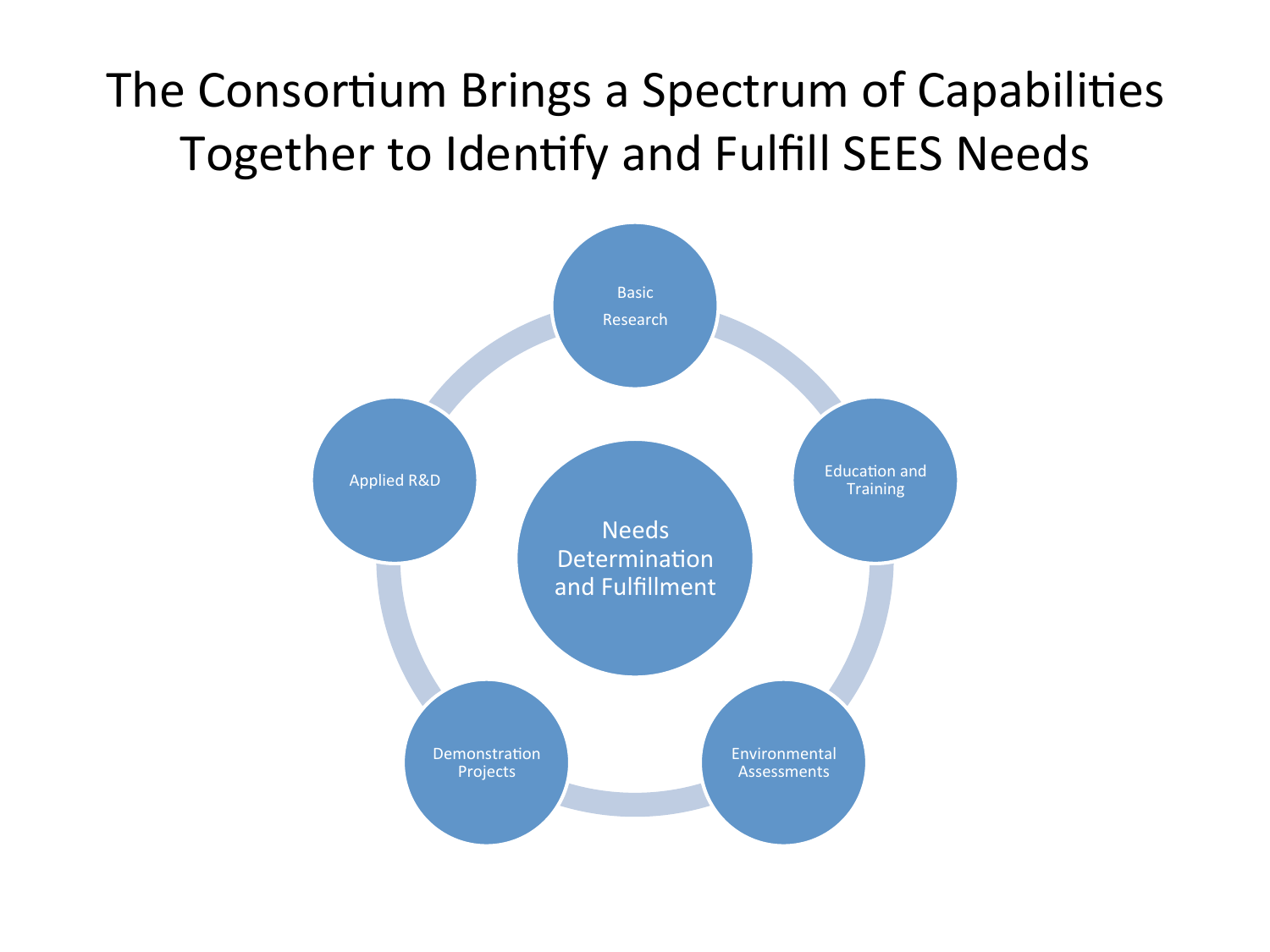# The Consortium Brings a Spectrum of Capabilities Together to Identify and Fulfill SEES Needs

Needs Determination and Fulfillment

- Basic Research
- Education and Training
- Environmental Assessments
- Demonstration Projects
- Applied R&D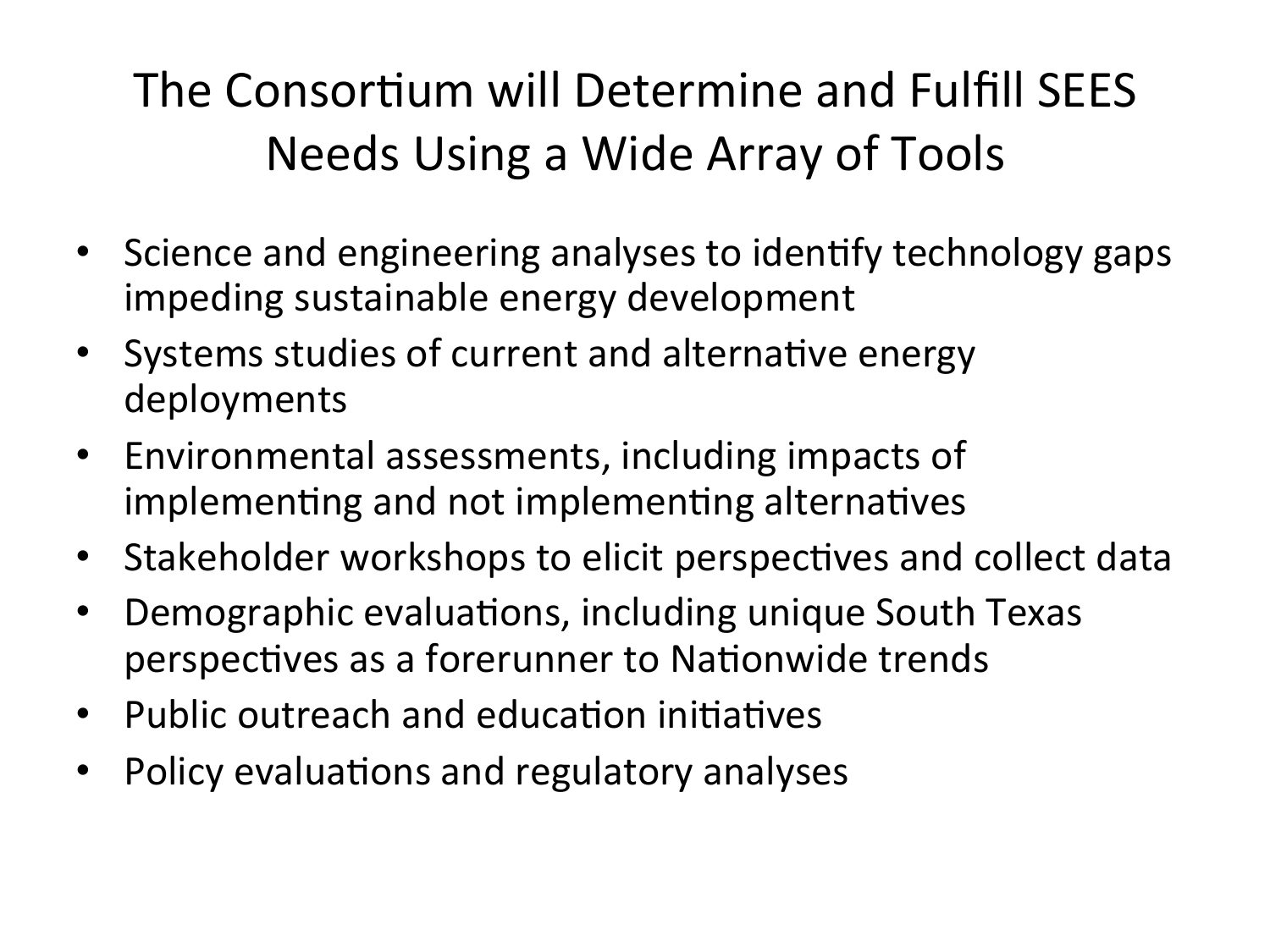# The Consortium will Determine and Fulfill SEES Needs Using a Wide Array of Tools

- Science and engineering analyses to identify technology gaps impeding sustainable energy development
- Systems studies of current and alternative energy deployments
- Environmental assessments, including impacts of implementing and not implementing alternatives
- Stakeholder workshops to elicit perspectives and collect data
- Demographic evaluations, including unique South Texas perspectives as a forerunner to Nationwide trends
- Public outreach and education initiatives
- Policy evaluations and regulatory analyses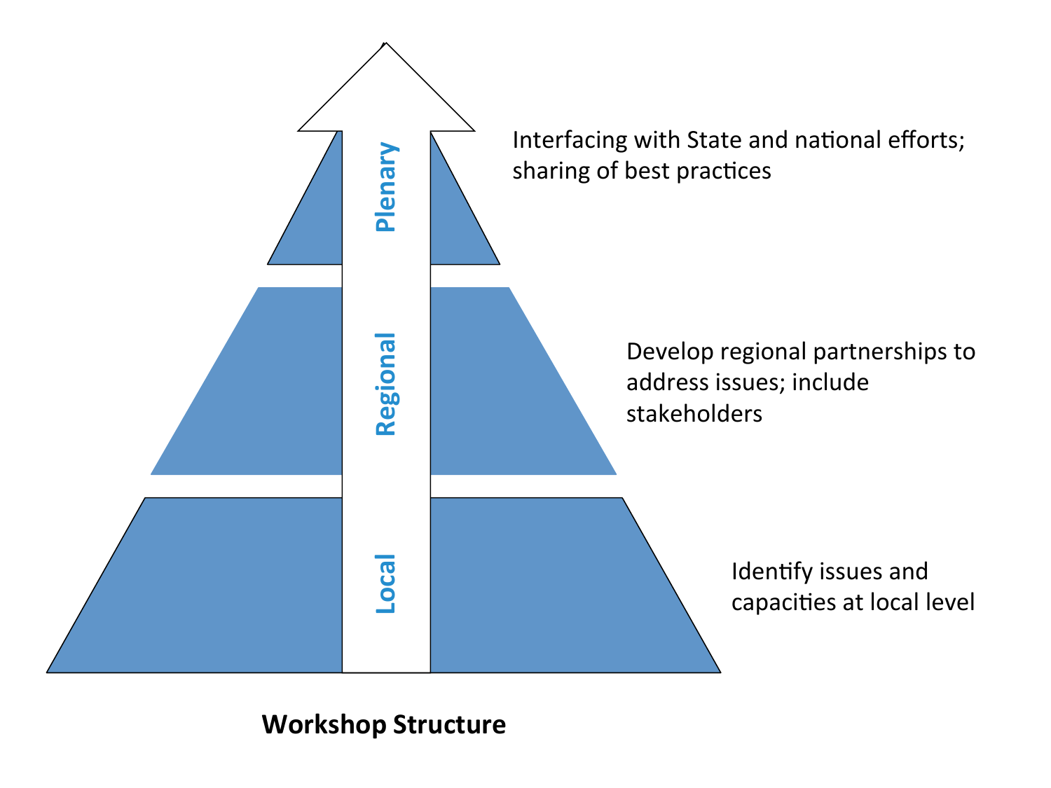Plenary

Interfacing with State and national efforts; sharing of best practices

Regional

Develop regional partnerships to address issues; include stakeholders

Local

Identify issues and capacities at local level

**Workshop Structure**